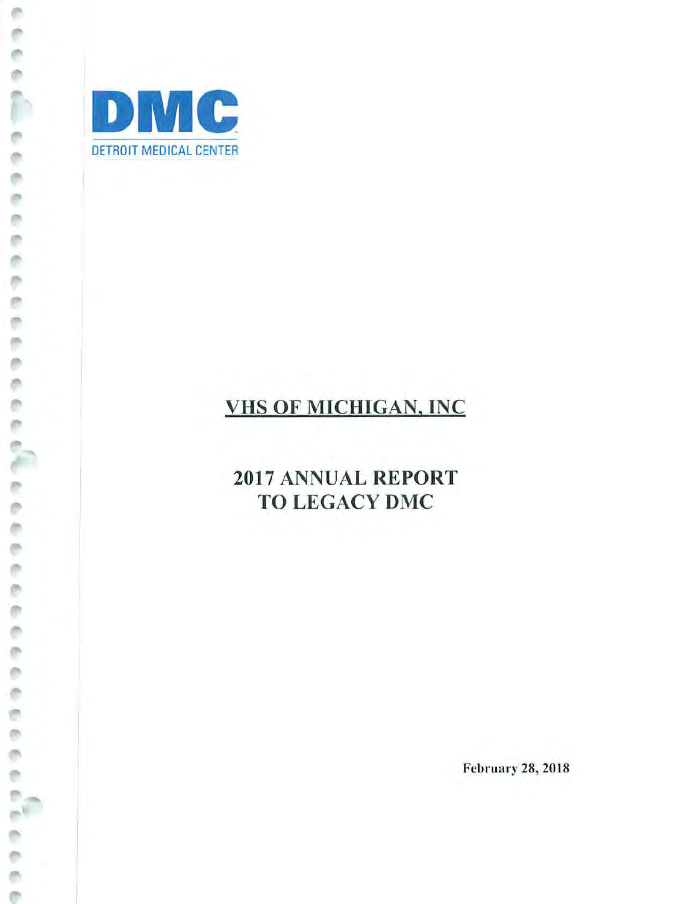DMC

DETROIT MEDICAL CENTER

# VHS OF MICHIGAN, INC

# 2017 ANNUAL REPORT TO LEGACY DMC

February 28, 2018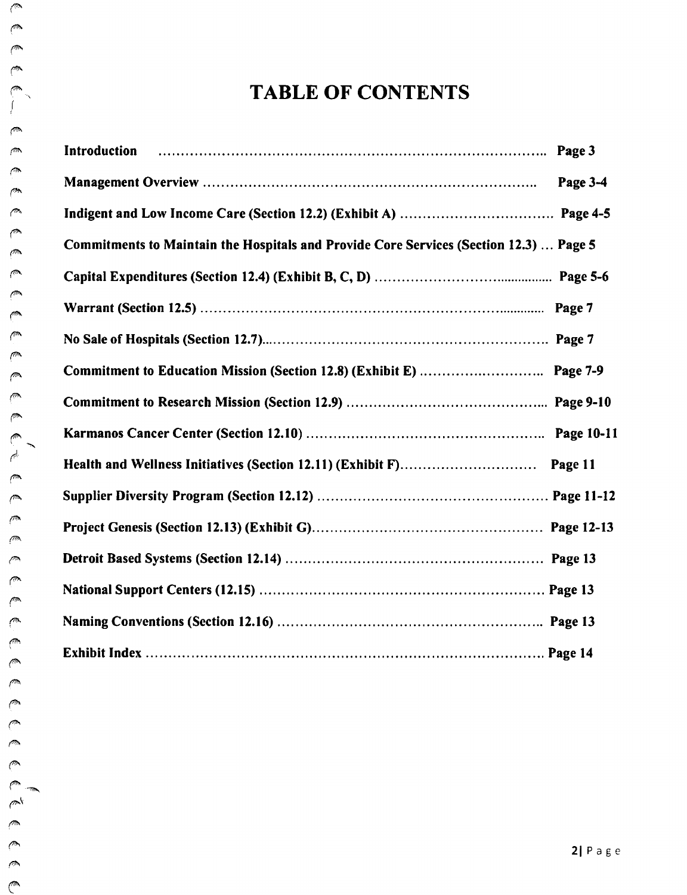# TABLE OF CONTENTS

| Section | Page |
|---|---|
| **Introduction** | **Page 3** |
| **Management Overview** | **Page 3-4** |
| **Indigent and Low Income Care (Section 12.2) (Exhibit A)** | **Page 4-5** |
| **Commitments to Maintain the Hospitals and Provide Core Services (Section 12.3)** | **Page 5** |
| **Capital Expenditures (Section 12.4) (Exhibit B, C, D)** | **Page 5-6** |
| **Warrant (Section 12.5)** | **Page 7** |
| **No Sale of Hospitals (Section 12.7)** | **Page 7** |
| **Commitment to Education Mission (Section 12.8) (Exhibit E)** | **Page 7-9** |
| **Commitment to Research Mission (Section 12.9)** | **Page 9-10** |
| **Karmanos Cancer Center (Section 12.10)** | **Page 10-11** |
| **Health and Wellness Initiatives (Section 12.11) (Exhibit F)** | **Page 11** |
| **Supplier Diversity Program (Section 12.12)** | **Page 11-12** |
| **Project Genesis (Section 12.13) (Exhibit G)** | **Page 12-13** |
| **Detroit Based Systems (Section 12.14)** | **Page 13** |
| **National Support Centers (12.15)** | **Page 13** |
| **Naming Conventions (Section 12.16)** | **Page 13** |
| **Exhibit Index** | **Page 14** |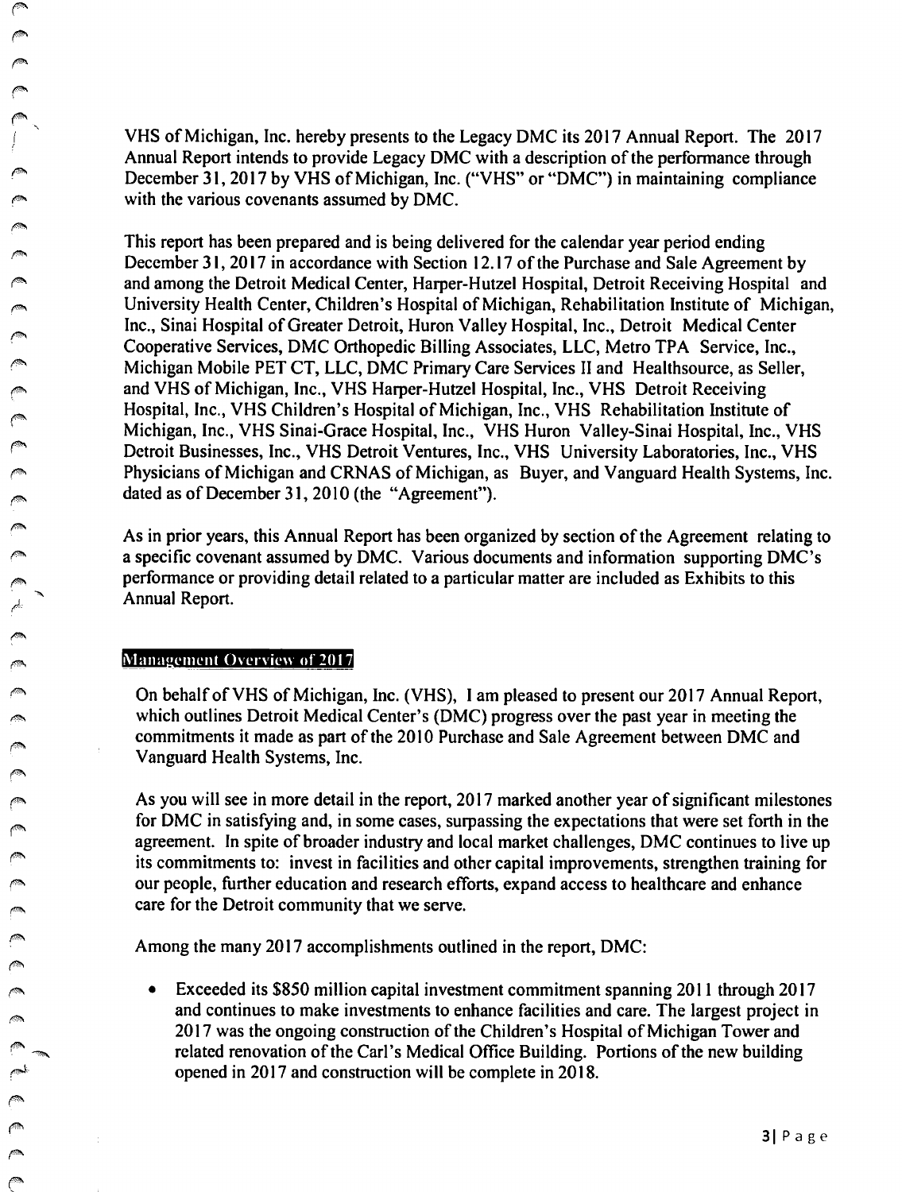VHS of Michigan, Inc. hereby presents to the Legacy DMC its 2017 Annual Report. The 2017 Annual Report intends to provide Legacy DMC with a description of the performance through December 31, 2017 by VHS of Michigan, Inc. ("VHS" or "DMC") in maintaining compliance with the various covenants assumed by DMC.

This report has been prepared and is being delivered for the calendar year period ending December 31, 2017 in accordance with Section 12.17 of the Purchase and Sale Agreement by and among the Detroit Medical Center, Harper-Hutzel Hospital, Detroit Receiving Hospital and University Health Center, Children's Hospital of Michigan, Rehabilitation Institute of Michigan, Inc., Sinai Hospital of Greater Detroit, Huron Valley Hospital, Inc., Detroit Medical Center Cooperative Services, DMC Orthopedic Billing Associates, LLC, Metro TPA Service, Inc., Michigan Mobile PET CT, LLC, DMC Primary Care Services II and Healthsource, as Seller, and VHS of Michigan, Inc., VHS Harper-Hutzel Hospital, Inc., VHS Detroit Receiving Hospital, Inc., VHS Children's Hospital of Michigan, Inc., VHS Rehabilitation Institute of Michigan, Inc., VHS Sinai-Grace Hospital, Inc., VHS Huron Valley-Sinai Hospital, Inc., VHS Detroit Businesses, Inc., VHS Detroit Ventures, Inc., VHS University Laboratories, Inc., VHS Physicians of Michigan and CRNAS of Michigan, as Buyer, and Vanguard Health Systems, Inc. dated as of December 31, 2010 (the "Agreement").

As in prior years, this Annual Report has been organized by section of the Agreement relating to a specific covenant assumed by DMC. Various documents and information supporting DMC's performance or providing detail related to a particular matter are included as Exhibits to this Annual Report.

## Management Overview of 2017

On behalf of VHS of Michigan, Inc. (VHS), I am pleased to present our 2017 Annual Report, which outlines Detroit Medical Center's (DMC) progress over the past year in meeting the commitments it made as part of the 2010 Purchase and Sale Agreement between DMC and Vanguard Health Systems, Inc.

As you will see in more detail in the report, 2017 marked another year of significant milestones for DMC in satisfying and, in some cases, surpassing the expectations that were set forth in the agreement. In spite of broader industry and local market challenges, DMC continues to live up its commitments to: invest in facilities and other capital improvements, strengthen training for our people, further education and research efforts, expand access to healthcare and enhance care for the Detroit community that we serve.

Among the many 2017 accomplishments outlined in the report, DMC:

- Exceeded its $850 million capital investment commitment spanning 2011 through 2017 and continues to make investments to enhance facilities and care. The largest project in 2017 was the ongoing construction of the Children's Hospital of Michigan Tower and related renovation of the Carl's Medical Office Building. Portions of the new building opened in 2017 and construction will be complete in 2018.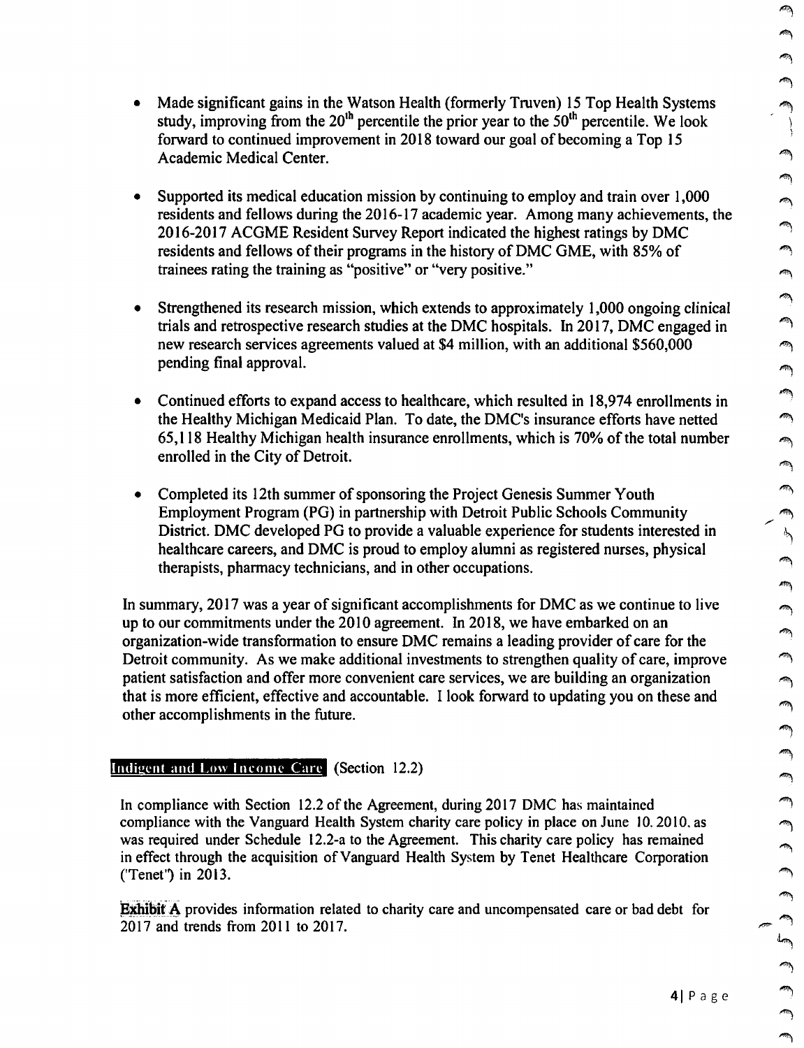- Made significant gains in the Watson Health (formerly Truven) 15 Top Health Systems study, improving from the 20th percentile the prior year to the 50th percentile. We look forward to continued improvement in 2018 toward our goal of becoming a Top 15 Academic Medical Center.

- Supported its medical education mission by continuing to employ and train over 1,000 residents and fellows during the 2016-17 academic year. Among many achievements, the 2016-2017 ACGME Resident Survey Report indicated the highest ratings by DMC residents and fellows of their programs in the history of DMC GME, with 85% of trainees rating the training as "positive" or "very positive."

- Strengthened its research mission, which extends to approximately 1,000 ongoing clinical trials and retrospective research studies at the DMC hospitals. In 2017, DMC engaged in new research services agreements valued at $4 million, with an additional $560,000 pending final approval.

- Continued efforts to expand access to healthcare, which resulted in 18,974 enrollments in the Healthy Michigan Medicaid Plan. To date, the DMC's insurance efforts have netted 65,118 Healthy Michigan health insurance enrollments, which is 70% of the total number enrolled in the City of Detroit.

- Completed its 12th summer of sponsoring the Project Genesis Summer Youth Employment Program (PG) in partnership with Detroit Public Schools Community District. DMC developed PG to provide a valuable experience for students interested in healthcare careers, and DMC is proud to employ alumni as registered nurses, physical therapists, pharmacy technicians, and in other occupations.

In summary, 2017 was a year of significant accomplishments for DMC as we continue to live up to our commitments under the 2010 agreement. In 2018, we have embarked on an organization-wide transformation to ensure DMC remains a leading provider of care for the Detroit community. As we make additional investments to strengthen quality of care, improve patient satisfaction and offer more convenient care services, we are building an organization that is more efficient, effective and accountable. I look forward to updating you on these and other accomplishments in the future.

## Indigent and Low Income Care (Section 12.2)

In compliance with Section 12.2 of the Agreement, during 2017 DMC has maintained compliance with the Vanguard Health System charity care policy in place on June 10, 2010, as was required under Schedule 12.2-a to the Agreement. This charity care policy has remained in effect through the acquisition of Vanguard Health System by Tenet Healthcare Corporation ('Tenet") in 2013.

**Exhibit A** provides information related to charity care and uncompensated care or bad debt for 2017 and trends from 2011 to 2017.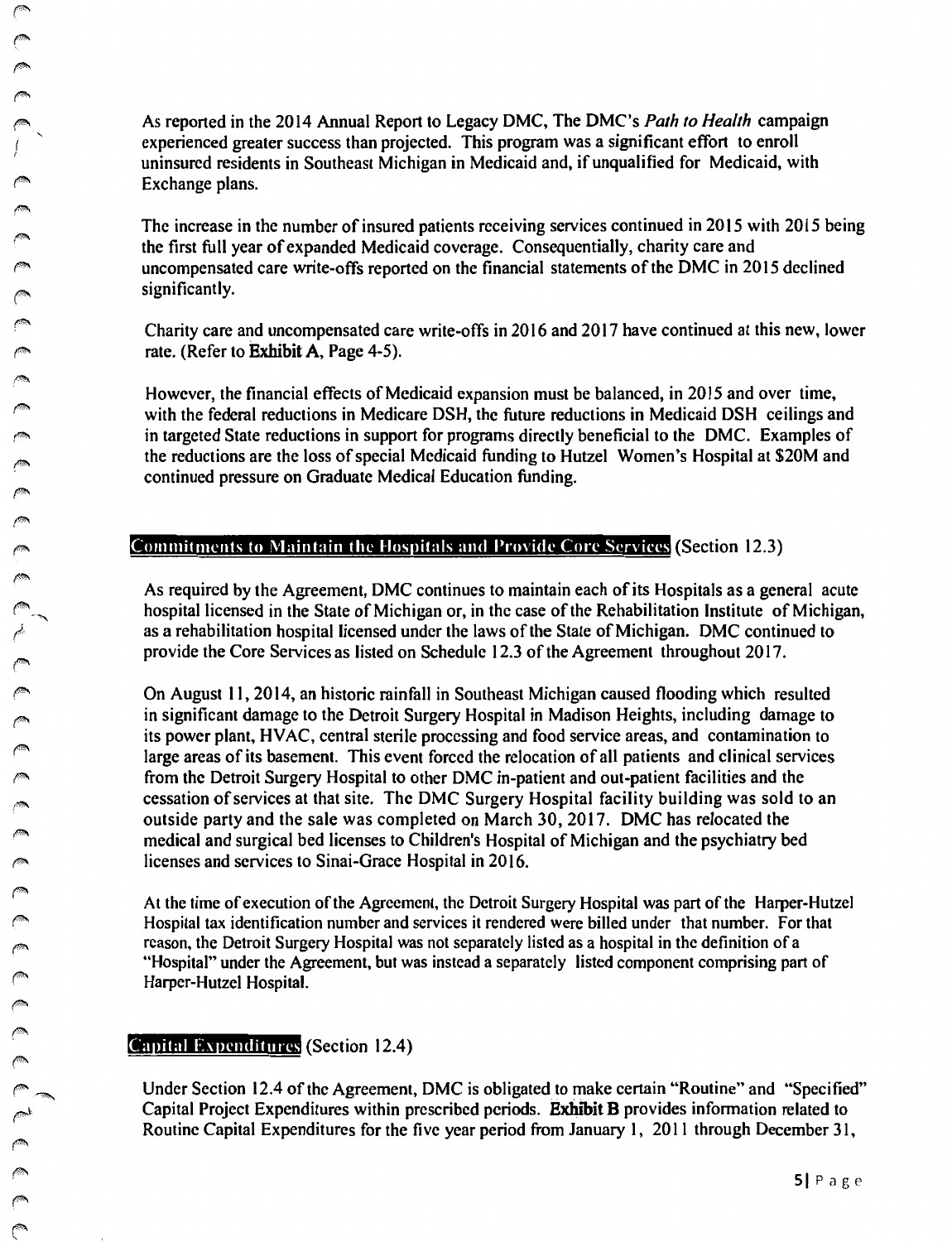As reported in the 2014 Annual Report to Legacy DMC, The DMC's *Path to Health* campaign experienced greater success than projected. This program was a significant effort to enroll uninsured residents in Southeast Michigan in Medicaid and, if unqualified for Medicaid, with Exchange plans.

The increase in the number of insured patients receiving services continued in 2015 with 2015 being the first full year of expanded Medicaid coverage. Consequentially, charity care and uncompensated care write-offs reported on the financial statements of the DMC in 2015 declined significantly.

Charity care and uncompensated care write-offs in 2016 and 2017 have continued at this new, lower rate. (Refer to **Exhibit A**, Page 4-5).

However, the financial effects of Medicaid expansion must be balanced, in 2015 and over time, with the federal reductions in Medicare DSH, the future reductions in Medicaid DSH ceilings and in targeted State reductions in support for programs directly beneficial to the DMC. Examples of the reductions are the loss of special Medicaid funding to Hutzel Women's Hospital at $20M and continued pressure on Graduate Medical Education funding.

## Commitments to Maintain the Hospitals and Provide Core Services (Section 12.3)

As required by the Agreement, DMC continues to maintain each of its Hospitals as a general acute hospital licensed in the State of Michigan or, in the case of the Rehabilitation Institute of Michigan, as a rehabilitation hospital licensed under the laws of the State of Michigan. DMC continued to provide the Core Services as listed on Schedule 12.3 of the Agreement throughout 2017.

On August 11, 2014, an historic rainfall in Southeast Michigan caused flooding which resulted in significant damage to the Detroit Surgery Hospital in Madison Heights, including damage to its power plant, HVAC, central sterile processing and food service areas, and contamination to large areas of its basement. This event forced the relocation of all patients and clinical services from the Detroit Surgery Hospital to other DMC in-patient and out-patient facilities and the cessation of services at that site. The DMC Surgery Hospital facility building was sold to an outside party and the sale was completed on March 30, 2017. DMC has relocated the medical and surgical bed licenses to Children's Hospital of Michigan and the psychiatry bed licenses and services to Sinai-Grace Hospital in 2016.

At the time of execution of the Agreement, the Detroit Surgery Hospital was part of the Harper-Hutzel Hospital tax identification number and services it rendered were billed under that number. For that reason, the Detroit Surgery Hospital was not separately listed as a hospital in the definition of a "Hospital" under the Agreement, but was instead a separately listed component comprising part of Harper-Hutzel Hospital.

## Capital Expenditures (Section 12.4)

Under Section 12.4 of the Agreement, DMC is obligated to make certain "Routine" and "Specified" Capital Project Expenditures within prescribed periods. **Exhibit B** provides information related to Routine Capital Expenditures for the five year period from January 1, 2011 through December 31,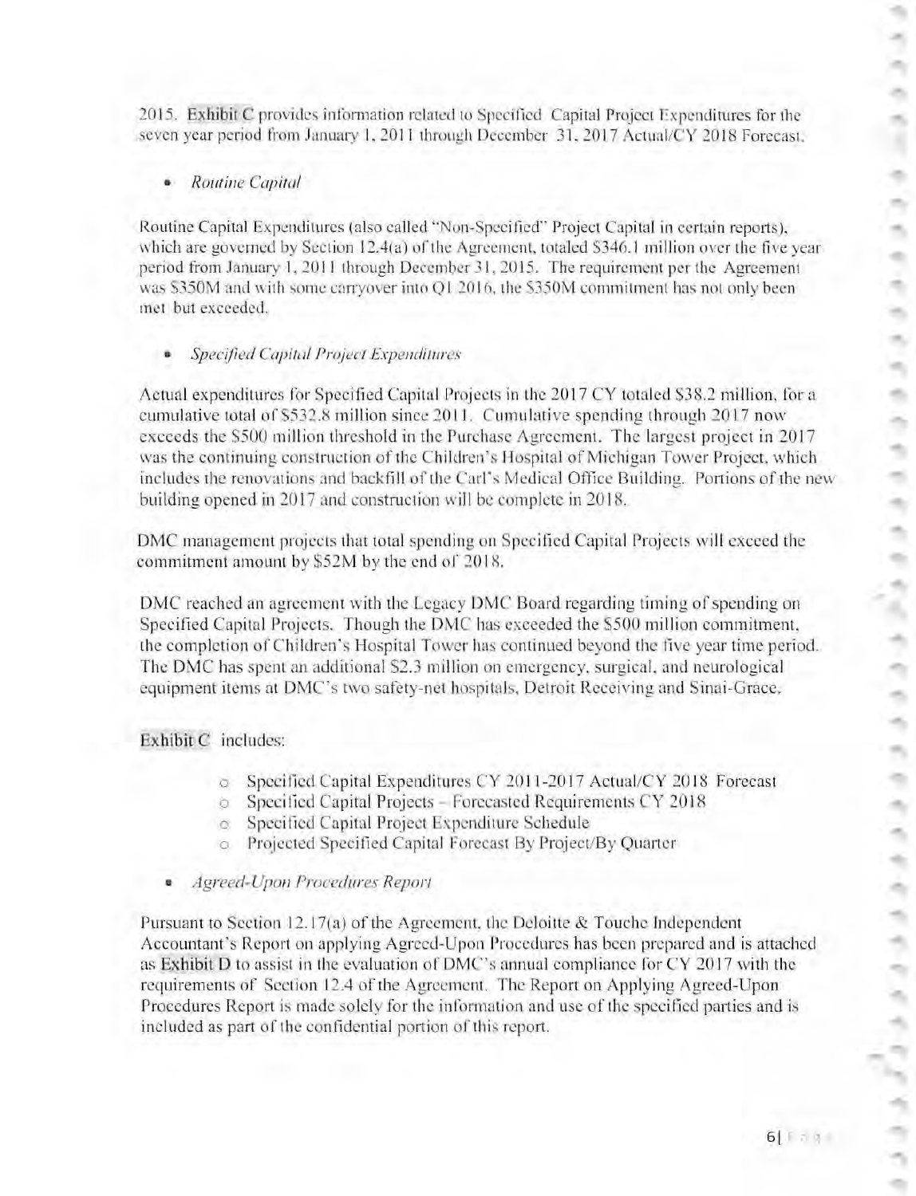2015. Exhibit C provides information related to Specified Capital Project Expenditures for the seven year period from January 1, 2011 through December 31, 2017 Actual/CY 2018 Forecast.

- *Routine Capital*

Routine Capital Expenditures (also called "Non-Specified" Project Capital in certain reports), which are governed by Section 12.4(a) of the Agreement, totaled $346.1 million over the five year period from January 1, 2011 through December 31, 2015. The requirement per the Agreement was $350M and with some carryover into Q1 2016, the $350M commitment has not only been met but exceeded.

- *Specified Capital Project Expenditures*

Actual expenditures for Specified Capital Projects in the 2017 CY totaled $38.2 million, for a cumulative total of $532.8 million since 2011. Cumulative spending through 2017 now exceeds the $500 million threshold in the Purchase Agreement. The largest project in 2017 was the continuing construction of the Children's Hospital of Michigan Tower Project, which includes the renovations and backfill of the Carl's Medical Office Building. Portions of the new building opened in 2017 and construction will be complete in 2018.

DMC management projects that total spending on Specified Capital Projects will exceed the commitment amount by $52M by the end of 2018.

DMC reached an agreement with the Legacy DMC Board regarding timing of spending on Specified Capital Projects. Though the DMC has exceeded the $500 million commitment, the completion of Children's Hospital Tower has continued beyond the five year time period. The DMC has spent an additional $2.3 million on emergency, surgical, and neurological equipment items at DMC's two safety-net hospitals, Detroit Receiving and Sinai-Grace.

Exhibit C includes:

- Specified Capital Expenditures CY 2011-2017 Actual/CY 2018 Forecast
- Specified Capital Projects – Forecasted Requirements CY 2018
- Specified Capital Project Expenditure Schedule
- Projected Specified Capital Forecast By Project/By Quarter

- *Agreed-Upon Procedures Report*

Pursuant to Section 12.17(a) of the Agreement, the Deloitte & Touche Independent Accountant's Report on applying Agreed-Upon Procedures has been prepared and is attached as Exhibit D to assist in the evaluation of DMC's annual compliance for CY 2017 with the requirements of Section 12.4 of the Agreement. The Report on Applying Agreed-Upon Procedures Report is made solely for the information and use of the specified parties and is included as part of the confidential portion of this report.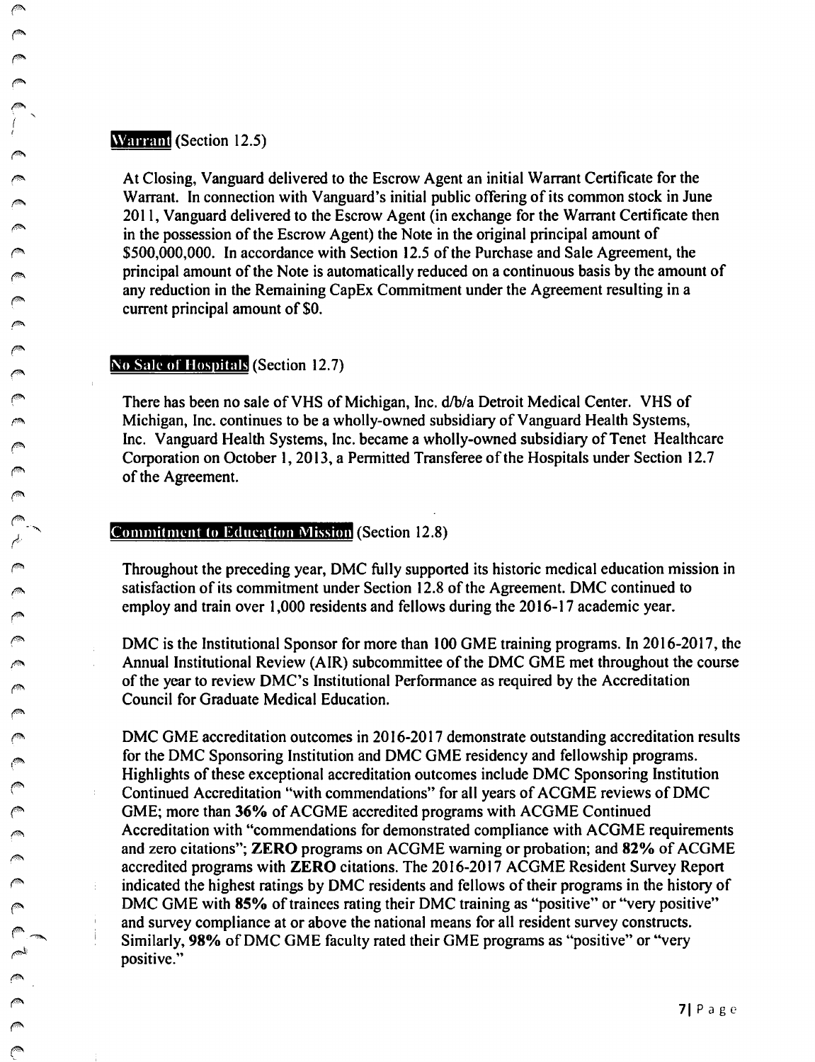## Warrant (Section 12.5)

At Closing, Vanguard delivered to the Escrow Agent an initial Warrant Certificate for the Warrant. In connection with Vanguard's initial public offering of its common stock in June 2011, Vanguard delivered to the Escrow Agent (in exchange for the Warrant Certificate then in the possession of the Escrow Agent) the Note in the original principal amount of $500,000,000. In accordance with Section 12.5 of the Purchase and Sale Agreement, the principal amount of the Note is automatically reduced on a continuous basis by the amount of any reduction in the Remaining CapEx Commitment under the Agreement resulting in a current principal amount of $0.

## No Sale of Hospitals (Section 12.7)

There has been no sale of VHS of Michigan, Inc. d/b/a Detroit Medical Center. VHS of Michigan, Inc. continues to be a wholly-owned subsidiary of Vanguard Health Systems, Inc. Vanguard Health Systems, Inc. became a wholly-owned subsidiary of Tenet Healthcare Corporation on October 1, 2013, a Permitted Transferee of the Hospitals under Section 12.7 of the Agreement.

## Commitment to Education Mission (Section 12.8)

Throughout the preceding year, DMC fully supported its historic medical education mission in satisfaction of its commitment under Section 12.8 of the Agreement. DMC continued to employ and train over 1,000 residents and fellows during the 2016-17 academic year.

DMC is the Institutional Sponsor for more than 100 GME training programs. In 2016-2017, the Annual Institutional Review (AIR) subcommittee of the DMC GME met throughout the course of the year to review DMC's Institutional Performance as required by the Accreditation Council for Graduate Medical Education.

DMC GME accreditation outcomes in 2016-2017 demonstrate outstanding accreditation results for the DMC Sponsoring Institution and DMC GME residency and fellowship programs. Highlights of these exceptional accreditation outcomes include DMC Sponsoring Institution Continued Accreditation "with commendations" for all years of ACGME reviews of DMC GME; more than **36%** of ACGME accredited programs with ACGME Continued Accreditation with "commendations for demonstrated compliance with ACGME requirements and zero citations"; **ZERO** programs on ACGME warning or probation; and **82%** of ACGME accredited programs with **ZERO** citations. The 2016-2017 ACGME Resident Survey Report indicated the highest ratings by DMC residents and fellows of their programs in the history of DMC GME with **85%** of trainees rating their DMC training as "positive" or "very positive" and survey compliance at or above the national means for all resident survey constructs. Similarly, **98%** of DMC GME faculty rated their GME programs as "positive" or "very positive."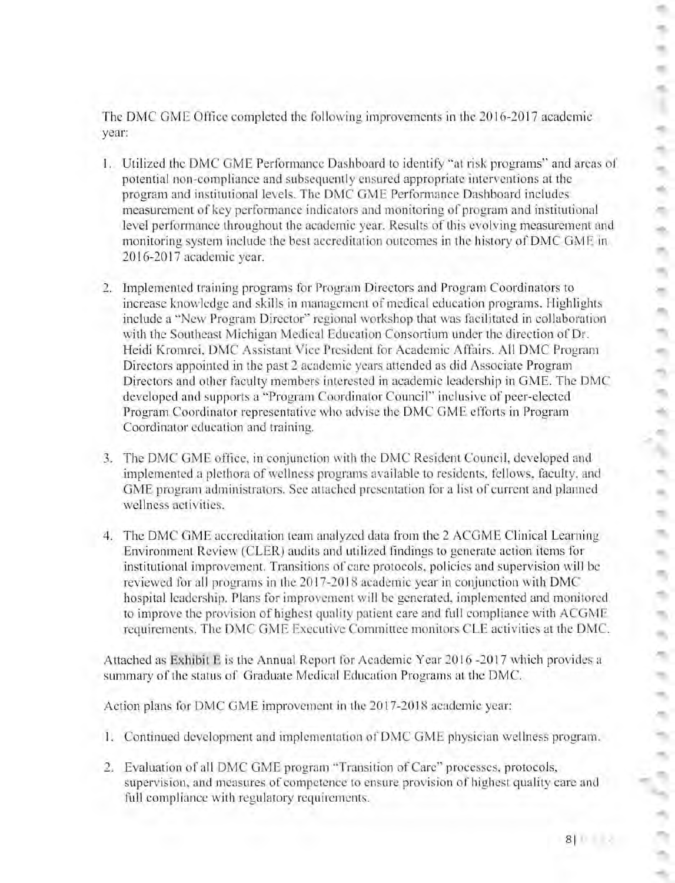The DMC GME Office completed the following improvements in the 2016-2017 academic year:

1. Utilized the DMC GME Performance Dashboard to identify "at risk programs" and areas of potential non-compliance and subsequently ensured appropriate interventions at the program and institutional levels. The DMC GME Performance Dashboard includes measurement of key performance indicators and monitoring of program and institutional level performance throughout the academic year. Results of this evolving measurement and monitoring system include the best accreditation outcomes in the history of DMC GME in 2016-2017 academic year.

2. Implemented training programs for Program Directors and Program Coordinators to increase knowledge and skills in management of medical education programs. Highlights include a "New Program Director" regional workshop that was facilitated in collaboration with the Southeast Michigan Medical Education Consortium under the direction of Dr. Heidi Kromrei, DMC Assistant Vice President for Academic Affairs. All DMC Program Directors appointed in the past 2 academic years attended as did Associate Program Directors and other faculty members interested in academic leadership in GME. The DMC developed and supports a "Program Coordinator Council" inclusive of peer-elected Program Coordinator representative who advise the DMC GME efforts in Program Coordinator education and training.

3. The DMC GME office, in conjunction with the DMC Resident Council, developed and implemented a plethora of wellness programs available to residents, fellows, faculty, and GME program administrators. See attached presentation for a list of current and planned wellness activities.

4. The DMC GME accreditation team analyzed data from the 2 ACGME Clinical Learning Environment Review (CLER) audits and utilized findings to generate action items for institutional improvement. Transitions of care protocols, policies and supervision will be reviewed for all programs in the 2017-2018 academic year in conjunction with DMC hospital leadership. Plans for improvement will be generated, implemented and monitored to improve the provision of highest quality patient care and full compliance with ACGME requirements. The DMC GME Executive Committee monitors CLE activities at the DMC.

Attached as Exhibit E is the Annual Report for Academic Year 2016 -2017 which provides a summary of the status of Graduate Medical Education Programs at the DMC.

Action plans for DMC GME improvement in the 2017-2018 academic year:

1. Continued development and implementation of DMC GME physician wellness program.

2. Evaluation of all DMC GME program "Transition of Care" processes, protocols, supervision, and measures of competence to ensure provision of highest quality care and full compliance with regulatory requirements.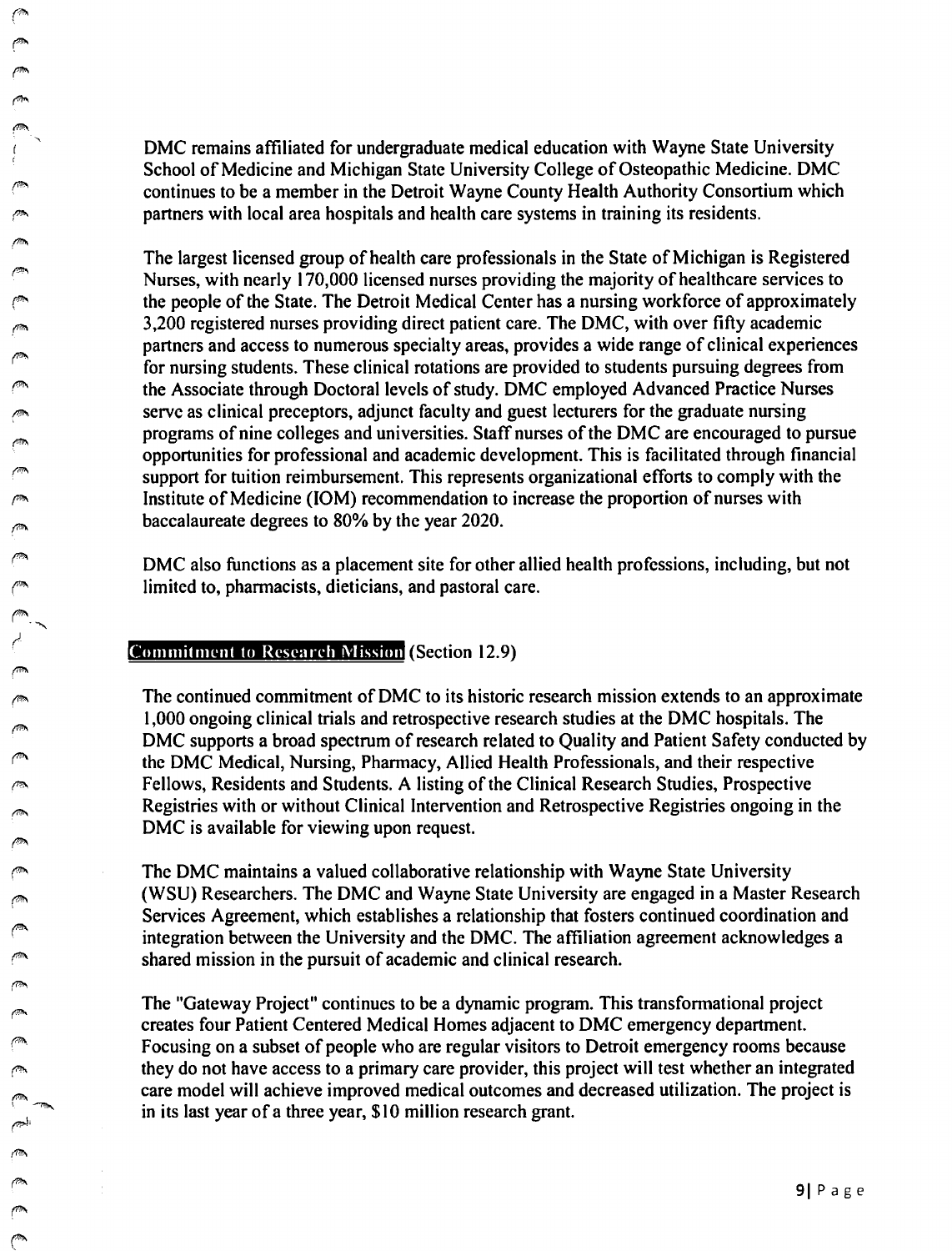DMC remains affiliated for undergraduate medical education with Wayne State University School of Medicine and Michigan State University College of Osteopathic Medicine. DMC continues to be a member in the Detroit Wayne County Health Authority Consortium which partners with local area hospitals and health care systems in training its residents.

The largest licensed group of health care professionals in the State of Michigan is Registered Nurses, with nearly 170,000 licensed nurses providing the majority of healthcare services to the people of the State. The Detroit Medical Center has a nursing workforce of approximately 3,200 registered nurses providing direct patient care. The DMC, with over fifty academic partners and access to numerous specialty areas, provides a wide range of clinical experiences for nursing students. These clinical rotations are provided to students pursuing degrees from the Associate through Doctoral levels of study. DMC employed Advanced Practice Nurses serve as clinical preceptors, adjunct faculty and guest lecturers for the graduate nursing programs of nine colleges and universities. Staff nurses of the DMC are encouraged to pursue opportunities for professional and academic development. This is facilitated through financial support for tuition reimbursement. This represents organizational efforts to comply with the Institute of Medicine (IOM) recommendation to increase the proportion of nurses with baccalaureate degrees to 80% by the year 2020.

DMC also functions as a placement site for other allied health professions, including, but not limited to, pharmacists, dieticians, and pastoral care.

## Commitment to Research Mission (Section 12.9)

The continued commitment of DMC to its historic research mission extends to an approximate 1,000 ongoing clinical trials and retrospective research studies at the DMC hospitals. The DMC supports a broad spectrum of research related to Quality and Patient Safety conducted by the DMC Medical, Nursing, Pharmacy, Allied Health Professionals, and their respective Fellows, Residents and Students. A listing of the Clinical Research Studies, Prospective Registries with or without Clinical Intervention and Retrospective Registries ongoing in the DMC is available for viewing upon request.

The DMC maintains a valued collaborative relationship with Wayne State University (WSU) Researchers. The DMC and Wayne State University are engaged in a Master Research Services Agreement, which establishes a relationship that fosters continued coordination and integration between the University and the DMC. The affiliation agreement acknowledges a shared mission in the pursuit of academic and clinical research.

The "Gateway Project" continues to be a dynamic program. This transformational project creates four Patient Centered Medical Homes adjacent to DMC emergency department. Focusing on a subset of people who are regular visitors to Detroit emergency rooms because they do not have access to a primary care provider, this project will test whether an integrated care model will achieve improved medical outcomes and decreased utilization. The project is in its last year of a three year, $10 million research grant.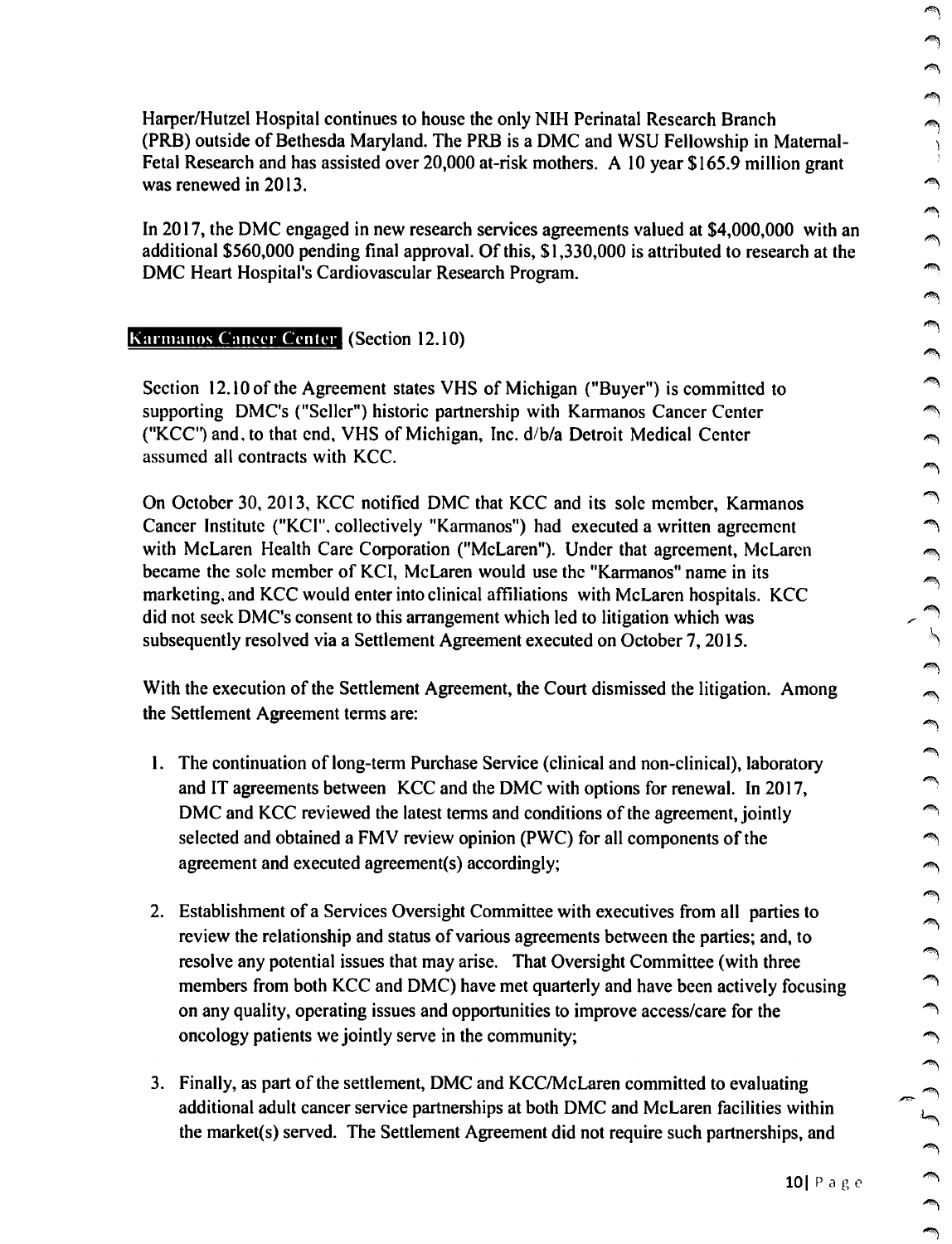Harper/Hutzel Hospital continues to house the only NIH Perinatal Research Branch (PRB) outside of Bethesda Maryland. The PRB is a DMC and WSU Fellowship in Maternal-Fetal Research and has assisted over 20,000 at-risk mothers. A 10 year $165.9 million grant was renewed in 2013.

In 2017, the DMC engaged in new research services agreements valued at $4,000,000 with an additional $560,000 pending final approval. Of this, $1,330,000 is attributed to research at the DMC Heart Hospital's Cardiovascular Research Program.

## Karmanos Cancer Center (Section 12.10)

Section 12.10 of the Agreement states VHS of Michigan ("Buyer") is committed to supporting DMC's ("Seller") historic partnership with Karmanos Cancer Center ("KCC") and, to that end, VHS of Michigan, Inc. d/b/a Detroit Medical Center assumed all contracts with KCC.

On October 30, 2013, KCC notified DMC that KCC and its sole member, Karmanos Cancer Institute ("KCI", collectively "Karmanos") had executed a written agreement with McLaren Health Care Corporation ("McLaren"). Under that agreement, McLaren became the sole member of KCI, McLaren would use the "Karmanos" name in its marketing, and KCC would enter into clinical affiliations with McLaren hospitals. KCC did not seek DMC's consent to this arrangement which led to litigation which was subsequently resolved via a Settlement Agreement executed on October 7, 2015.

With the execution of the Settlement Agreement, the Court dismissed the litigation. Among the Settlement Agreement terms are:

1. The continuation of long-term Purchase Service (clinical and non-clinical), laboratory and IT agreements between KCC and the DMC with options for renewal. In 2017, DMC and KCC reviewed the latest terms and conditions of the agreement, jointly selected and obtained a FMV review opinion (PWC) for all components of the agreement and executed agreement(s) accordingly;

2. Establishment of a Services Oversight Committee with executives from all parties to review the relationship and status of various agreements between the parties; and, to resolve any potential issues that may arise. That Oversight Committee (with three members from both KCC and DMC) have met quarterly and have been actively focusing on any quality, operating issues and opportunities to improve access/care for the oncology patients we jointly serve in the community;

3. Finally, as part of the settlement, DMC and KCC/McLaren committed to evaluating additional adult cancer service partnerships at both DMC and McLaren facilities within the market(s) served. The Settlement Agreement did not require such partnerships, and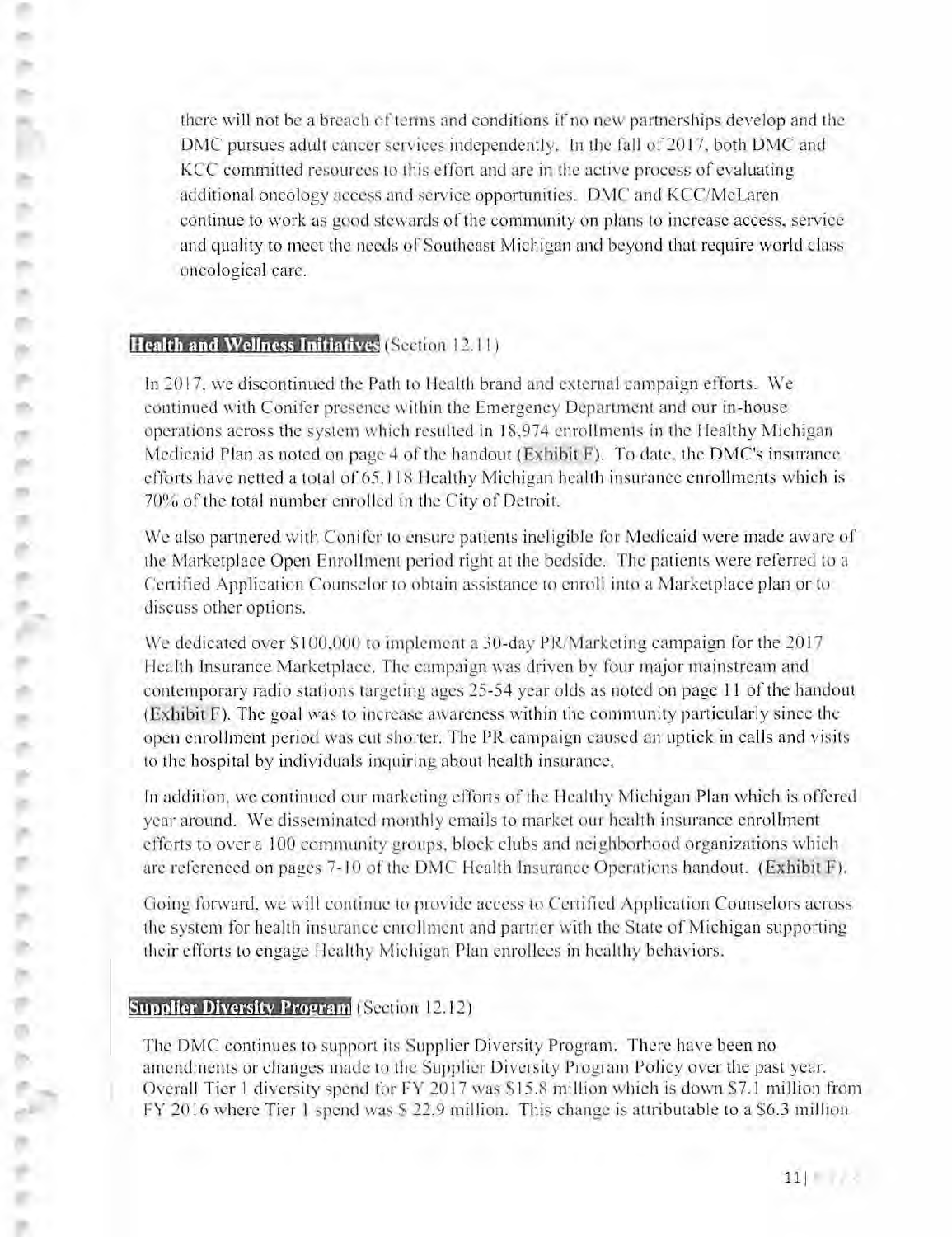there will not be a breach of terms and conditions if no new partnerships develop and the DMC pursues adult cancer services independently. In the fall of 2017, both DMC and KCC committed resources to this effort and are in the active process of evaluating additional oncology access and service opportunities. DMC and KCC/McLaren continue to work as good stewards of the community on plans to increase access, service and quality to meet the needs of Southeast Michigan and beyond that require world class oncological care.

## Health and Wellness Initiatives (Section 12.11)

In 2017, we discontinued the Path to Health brand and external campaign efforts. We continued with Conifer presence within the Emergency Department and our in-house operations across the system which resulted in 18,974 enrollments in the Healthy Michigan Medicaid Plan as noted on page 4 of the handout (Exhibit F). To date, the DMC's insurance efforts have netted a total of 65,118 Healthy Michigan health insurance enrollments which is 70% of the total number enrolled in the City of Detroit.

We also partnered with Conifer to ensure patients ineligible for Medicaid were made aware of the Marketplace Open Enrollment period right at the bedside. The patients were referred to a Certified Application Counselor to obtain assistance to enroll into a Marketplace plan or to discuss other options.

We dedicated over $100,000 to implement a 30-day PR/Marketing campaign for the 2017 Health Insurance Marketplace. The campaign was driven by four major mainstream and contemporary radio stations targeting ages 25-54 year olds as noted on page 11 of the handout (Exhibit F). The goal was to increase awareness within the community particularly since the open enrollment period was cut shorter. The PR campaign caused an uptick in calls and visits to the hospital by individuals inquiring about health insurance.

In addition, we continued our marketing efforts of the Healthy Michigan Plan which is offered year around. We disseminated monthly emails to market our health insurance enrollment efforts to over a 100 community groups, block clubs and neighborhood organizations which are referenced on pages 7-10 of the DMC Health Insurance Operations handout. (Exhibit F).

Going forward, we will continue to provide access to Certified Application Counselors across the system for health insurance enrollment and partner with the State of Michigan supporting their efforts to engage Healthy Michigan Plan enrollees in healthy behaviors.

## Supplier Diversity Program (Section 12.12)

The DMC continues to support its Supplier Diversity Program. There have been no amendments or changes made to the Supplier Diversity Program Policy over the past year. Overall Tier 1 diversity spend for FY 2017 was $15.8 million which is down $7.1 million from FY 2016 where Tier 1 spend was $ 22.9 million. This change is attributable to a $6.3 million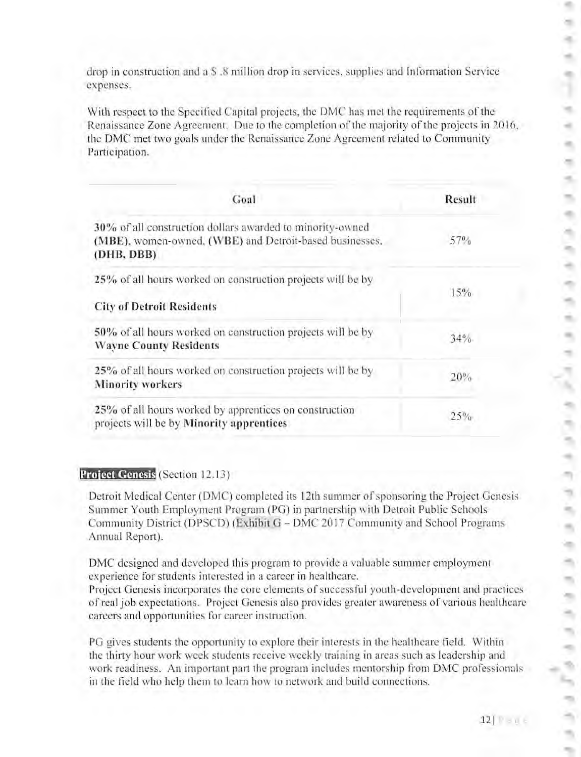drop in construction and a $ .8 million drop in services, supplies and Information Service expenses.

With respect to the Specified Capital projects, the DMC has met the requirements of the Renaissance Zone Agreement. Due to the completion of the majority of the projects in 2016, the DMC met two goals under the Renaissance Zone Agreement related to Community Participation.

| Goal | Result |
|---|---|
| **30%** of all construction dollars awarded to minority-owned **(MBE)**, women-owned, **(WBE)** and Detroit-based businesses. **(DHB, DBB)** | 57% |
| **25%** of all hours worked on construction projects will be by **City of Detroit Residents** | 15% |
| **50%** of all hours worked on construction projects will be by **Wayne County Residents** | 34% |
| **25%** of all hours worked on construction projects will be by **Minority workers** | 20% |
| **25%** of all hours worked by apprentices on construction projects will be by **Minority apprentices** | 25% |

**Project Genesis** (Section 12.13)

Detroit Medical Center (DMC) completed its 12th summer of sponsoring the Project Genesis Summer Youth Employment Program (PG) in partnership with Detroit Public Schools Community District (DPSCD) (Exhibit G – DMC 2017 Community and School Programs Annual Report).

DMC designed and developed this program to provide a valuable summer employment experience for students interested in a career in healthcare.
Project Genesis incorporates the core elements of successful youth-development and practices of real job expectations. Project Genesis also provides greater awareness of various healthcare careers and opportunities for career instruction.

PG gives students the opportunity to explore their interests in the healthcare field. Within the thirty hour work week students receive weekly training in areas such as leadership and work readiness. An important part the program includes mentorship from DMC professionals in the field who help them to learn how to network and build connections.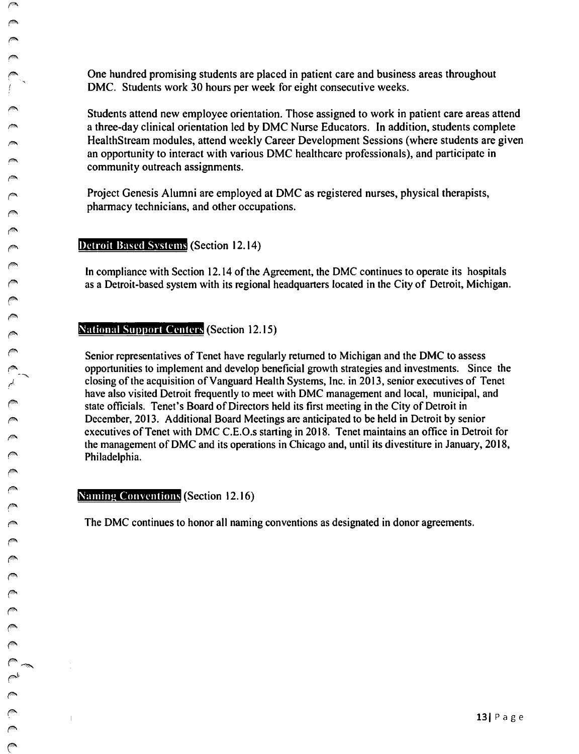One hundred promising students are placed in patient care and business areas throughout DMC. Students work 30 hours per week for eight consecutive weeks.

Students attend new employee orientation. Those assigned to work in patient care areas attend a three-day clinical orientation led by DMC Nurse Educators. In addition, students complete HealthStream modules, attend weekly Career Development Sessions (where students are given an opportunity to interact with various DMC healthcare professionals), and participate in community outreach assignments.

Project Genesis Alumni are employed at DMC as registered nurses, physical therapists, pharmacy technicians, and other occupations.

**Detroit Based Systems** (Section 12.14)

In compliance with Section 12.14 of the Agreement, the DMC continues to operate its hospitals as a Detroit-based system with its regional headquarters located in the City of Detroit, Michigan.

**National Support Centers** (Section 12.15)

Senior representatives of Tenet have regularly returned to Michigan and the DMC to assess opportunities to implement and develop beneficial growth strategies and investments. Since the closing of the acquisition of Vanguard Health Systems, Inc. in 2013, senior executives of Tenet have also visited Detroit frequently to meet with DMC management and local, municipal, and state officials. Tenet's Board of Directors held its first meeting in the City of Detroit in December, 2013. Additional Board Meetings are anticipated to be held in Detroit by senior executives of Tenet with DMC C.E.O.s starting in 2018. Tenet maintains an office in Detroit for the management of DMC and its operations in Chicago and, until its divestiture in January, 2018, Philadelphia.

**Naming Conventions** (Section 12.16)

The DMC continues to honor all naming conventions as designated in donor agreements.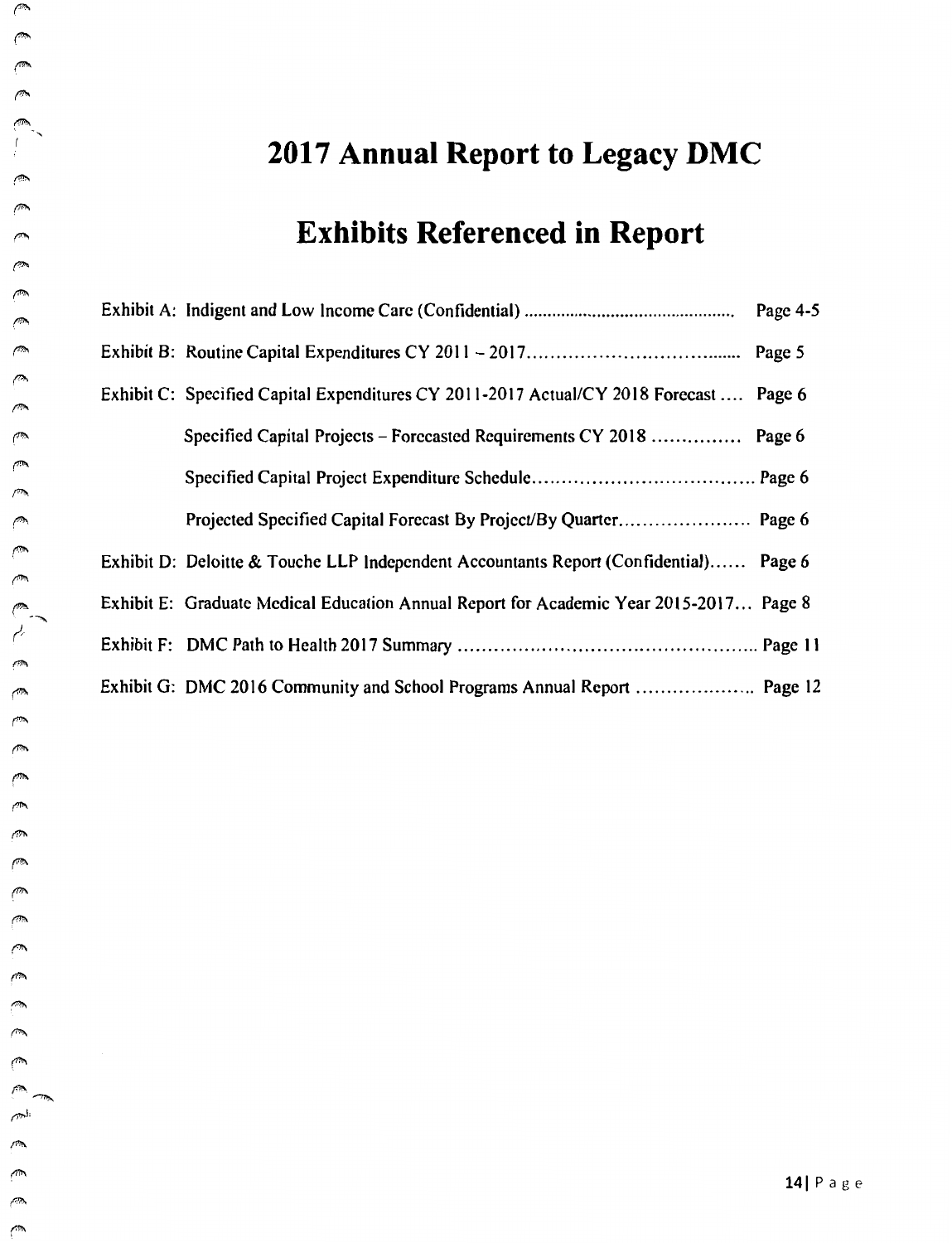# 2017 Annual Report to Legacy DMC

# Exhibits Referenced in Report

| | | |
|---|---|---|
| Exhibit A: | Indigent and Low Income Care (Confidential) | Page 4-5 |
| Exhibit B: | Routine Capital Expenditures CY 2011 – 2017 | Page 5 |
| Exhibit C: | Specified Capital Expenditures CY 2011-2017 Actual/CY 2018 Forecast | Page 6 |
| | Specified Capital Projects – Forecasted Requirements CY 2018 | Page 6 |
| | Specified Capital Project Expenditure Schedule | Page 6 |
| | Projected Specified Capital Forecast By Project/By Quarter | Page 6 |
| Exhibit D: | Deloitte & Touche LLP Independent Accountants Report (Confidential) | Page 6 |
| Exhibit E: | Graduate Medical Education Annual Report for Academic Year 2015-2017 | Page 8 |
| Exhibit F: | DMC Path to Health 2017 Summary | Page 11 |
| Exhibit G: | DMC 2016 Community and School Programs Annual Report | Page 12 |